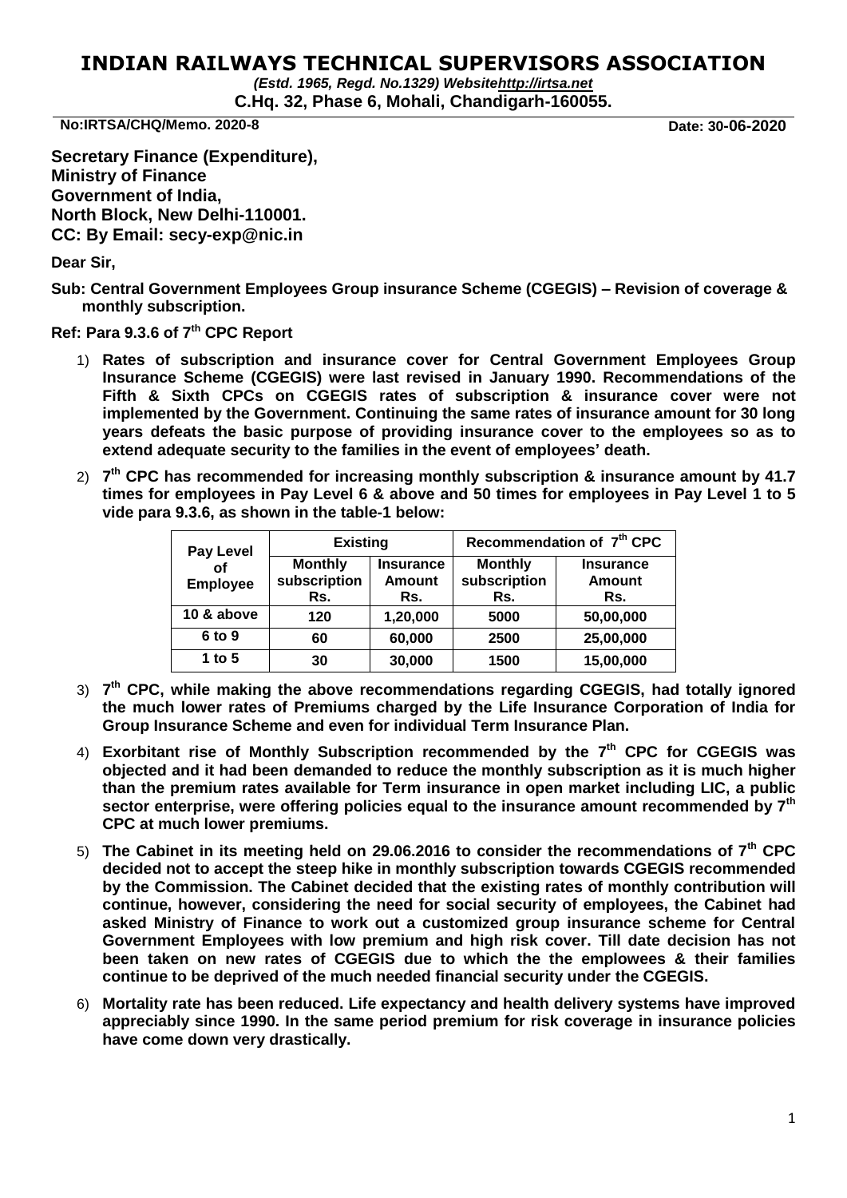# INDIAN RAILWAYS TECHNICAL SUPERVISORS ASSOCIATION

*(Estd. 1965, Regd. No.1329) Websitehttp://irtsa.net*

**C.Hq. 32, Phase 6, Mohali, Chandigarh-160055.**

**No:IRTSA/CHQ/Memo. 2020-8** **Date: 30-06-2020**

**Secretary Finance (Expenditure),**
**Ministry of Finance**
**Government of India,**
**North Block, New Delhi-110001.**
**CC: By Email: secy-exp@nic.in**

**Dear Sir,**

**Sub: Central Government Employees Group insurance Scheme (CGEGIS) – Revision of coverage & monthly subscription.**

**Ref: Para 9.3.6 of 7th CPC Report**

1) **Rates of subscription and insurance cover for Central Government Employees Group Insurance Scheme (CGEGIS) were last revised in January 1990. Recommendations of the Fifth & Sixth CPCs on CGEGIS rates of subscription & insurance cover were not implemented by the Government. Continuing the same rates of insurance amount for 30 long years defeats the basic purpose of providing insurance cover to the employees so as to extend adequate security to the families in the event of employees' death.**

2) **7th CPC has recommended for increasing monthly subscription & insurance amount by 41.7 times for employees in Pay Level 6 & above and 50 times for employees in Pay Level 1 to 5 vide para 9.3.6, as shown in the table-1 below:**

| Pay Level of Employee | Existing | | Recommendation of 7th CPC | |
|---|---|---|---|---|
| | Monthly subscription Rs. | Insurance Amount Rs. | Monthly subscription Rs. | Insurance Amount Rs. |
| 10 & above | 120 | 1,20,000 | 5000 | 50,00,000 |
| 6 to 9 | 60 | 60,000 | 2500 | 25,00,000 |
| 1 to 5 | 30 | 30,000 | 1500 | 15,00,000 |

3) **7th CPC, while making the above recommendations regarding CGEGIS, had totally ignored the much lower rates of Premiums charged by the Life Insurance Corporation of India for Group Insurance Scheme and even for individual Term Insurance Plan.**

4) **Exorbitant rise of Monthly Subscription recommended by the 7th CPC for CGEGIS was objected and it had been demanded to reduce the monthly subscription as it is much higher than the premium rates available for Term insurance in open market including LIC, a public sector enterprise, were offering policies equal to the insurance amount recommended by 7th CPC at much lower premiums.**

5) **The Cabinet in its meeting held on 29.06.2016 to consider the recommendations of 7th CPC decided not to accept the steep hike in monthly subscription towards CGEGIS recommended by the Commission. The Cabinet decided that the existing rates of monthly contribution will continue, however, considering the need for social security of employees, the Cabinet had asked Ministry of Finance to work out a customized group insurance scheme for Central Government Employees with low premium and high risk cover. Till date decision has not been taken on new rates of CGEGIS due to which the the emplowees & their families continue to be deprived of the much needed financial security under the CGEGIS.**

6) **Mortality rate has been reduced. Life expectancy and health delivery systems have improved appreciably since 1990. In the same period premium for risk coverage in insurance policies have come down very drastically.**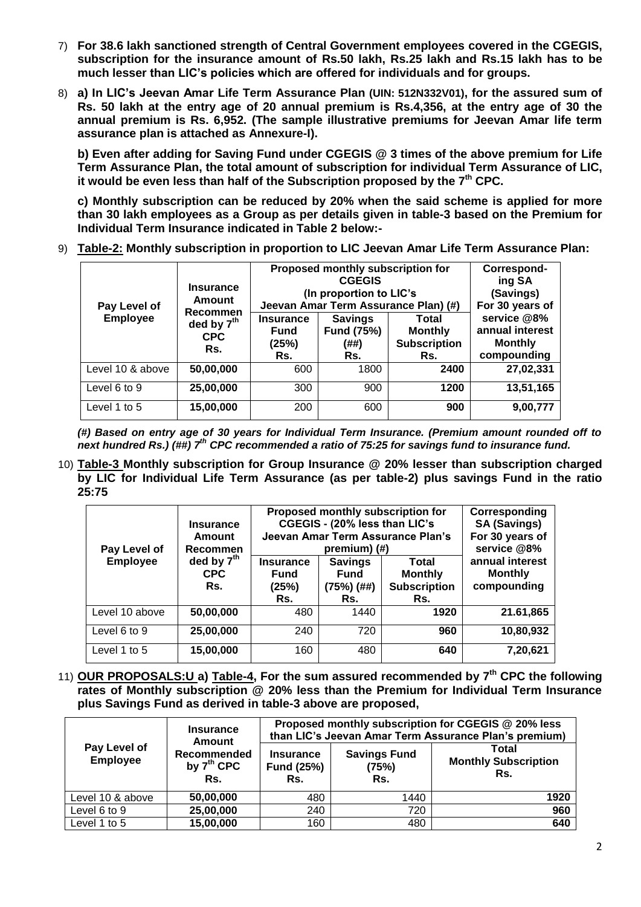7) **For 38.6 lakh sanctioned strength of Central Government employees covered in the CGEGIS, subscription for the insurance amount of Rs.50 lakh, Rs.25 lakh and Rs.15 lakh has to be much lesser than LIC's policies which are offered for individuals and for groups.**

8) **a) In LIC's Jeevan Amar Life Term Assurance Plan (UIN: 512N332V01), for the assured sum of Rs. 50 lakh at the entry age of 20 annual premium is Rs.4,356, at the entry age of 30 the annual premium is Rs. 6,952. (The sample illustrative premiums for Jeevan Amar life term assurance plan is attached as Annexure-I).**

   **b) Even after adding for Saving Fund under CGEGIS @ 3 times of the above premium for Life Term Assurance Plan, the total amount of subscription for individual Term Assurance of LIC, it would be even less than half of the Subscription proposed by the 7th CPC.**

   **c) Monthly subscription can be reduced by 20% when the said scheme is applied for more than 30 lakh employees as a Group as per details given in table-3 based on the Premium for Individual Term Insurance indicated in Table 2 below:-**

9) **Table-2: Monthly subscription in proportion to LIC Jeevan Amar Life Term Assurance Plan:**

| Pay Level of Employee | Insurance Amount Recommended by 7th CPC Rs. | Proposed monthly subscription for CGEGIS (In proportion to LIC's Jeevan Amar Term Assurance Plan) (#) | | | Corresponding SA (Savings) For 30 years of service @8% annual interest Monthly compounding |
|---|---|---|---|---|---|
| | | Insurance Fund (25%) Rs. | Savings Fund (75%) (##) Rs. | Total Monthly Subscription Rs. | |
| Level 10 & above | **50,00,000** | 600 | 1800 | **2400** | **27,02,331** |
| Level 6 to 9 | **25,00,000** | 300 | 900 | **1200** | **13,51,165** |
| Level 1 to 5 | **15,00,000** | 200 | 600 | **900** | **9,00,777** |

***(#) Based on entry age of 30 years for Individual Term Insurance. (Premium amount rounded off to next hundred Rs.) (##) 7th CPC recommended a ratio of 75:25 for savings fund to insurance fund.***

10) **Table-3 Monthly subscription for Group Insurance @ 20% lesser than subscription charged by LIC for Individual Life Term Assurance (as per table-2) plus savings Fund in the ratio 25:75**

| Pay Level of Employee | Insurance Amount Recommended by 7th CPC Rs. | Proposed monthly subscription for CGEGIS - (20% less than LIC's Jeevan Amar Term Assurance Plan's premium) (#) | | | Corresponding SA (Savings) For 30 years of service @8% annual interest Monthly compounding |
|---|---|---|---|---|---|
| | | Insurance Fund (25%) Rs. | Savings Fund (75%) (##) Rs. | Total Monthly Subscription Rs. | |
| Level 10 above | **50,00,000** | 480 | 1440 | **1920** | **21.61,865** |
| Level 6 to 9 | **25,00,000** | 240 | 720 | **960** | **10,80,932** |
| Level 1 to 5 | **15,00,000** | 160 | 480 | **640** | **7,20,621** |

11) **OUR PROPOSALS:U a) Table-4, For the sum assured recommended by 7th CPC the following rates of Monthly subscription @ 20% less than the Premium for Individual Term Insurance plus Savings Fund as derived in table-3 above are proposed,**

| Pay Level of Employee | Insurance Amount Recommended by 7th CPC Rs. | Proposed monthly subscription for CGEGIS @ 20% less than LIC's Jeevan Amar Term Assurance Plan's premium) | | |
|---|---|---|---|---|
| | | Insurance Fund (25%) Rs. | Savings Fund (75%) Rs. | Total Monthly Subscription Rs. |
| Level 10 & above | **50,00,000** | 480 | 1440 | **1920** |
| Level 6 to 9 | **25,00,000** | 240 | 720 | **960** |
| Level 1 to 5 | **15,00,000** | 160 | 480 | **640** |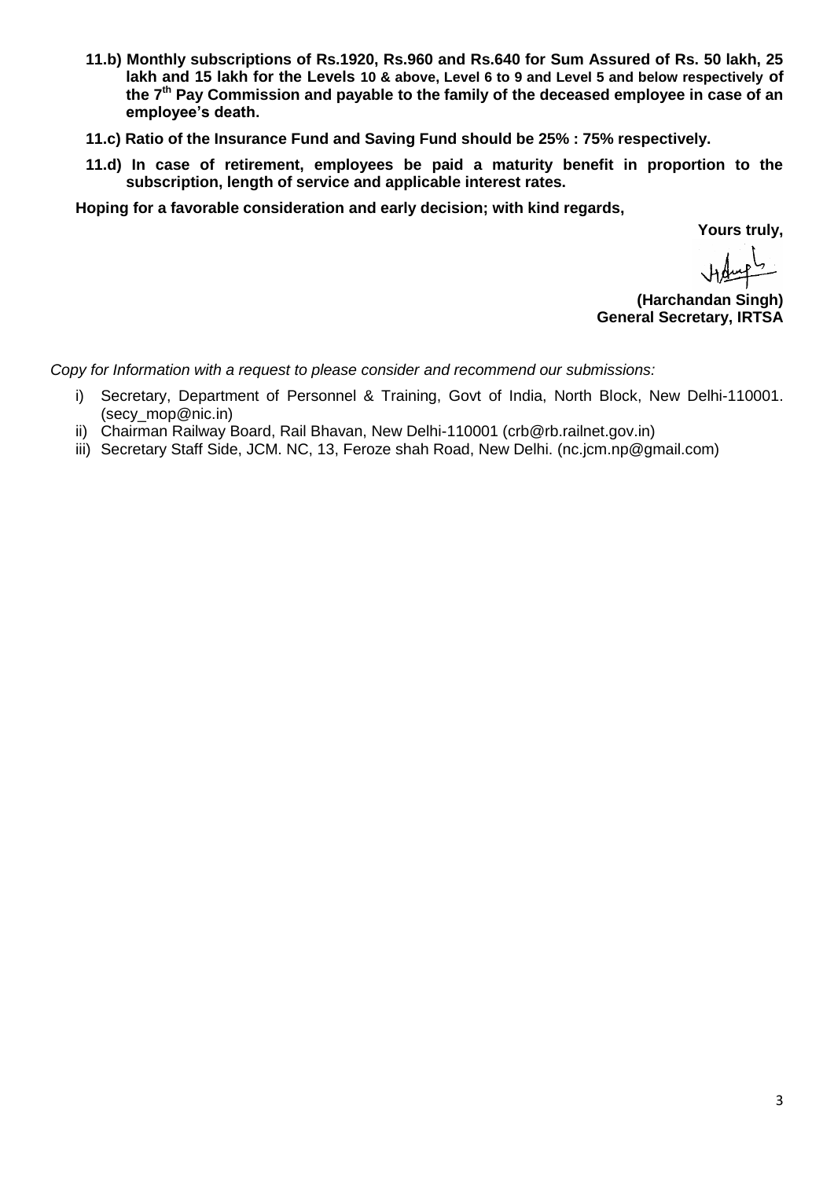**11.b) Monthly subscriptions of Rs.1920, Rs.960 and Rs.640 for Sum Assured of Rs. 50 lakh, 25 lakh and 15 lakh for the Levels 10 & above, Level 6 to 9 and Level 5 and below respectively of the 7th Pay Commission and payable to the family of the deceased employee in case of an employee's death.**

**11.c) Ratio of the Insurance Fund and Saving Fund should be 25% : 75% respectively.**

**11.d) In case of retirement, employees be paid a maturity benefit in proportion to the subscription, length of service and applicable interest rates.**

**Hoping for a favorable consideration and early decision; with kind regards,**

**Yours truly,**

**(Harchandan Singh)**
**General Secretary, IRTSA**

*Copy for Information with a request to please consider and recommend our submissions:*

i) Secretary, Department of Personnel & Training, Govt of India, North Block, New Delhi-110001. (secy_mop@nic.in)
ii) Chairman Railway Board, Rail Bhavan, New Delhi-110001 (crb@rb.railnet.gov.in)
iii) Secretary Staff Side, JCM. NC, 13, Feroze shah Road, New Delhi. (nc.jcm.np@gmail.com)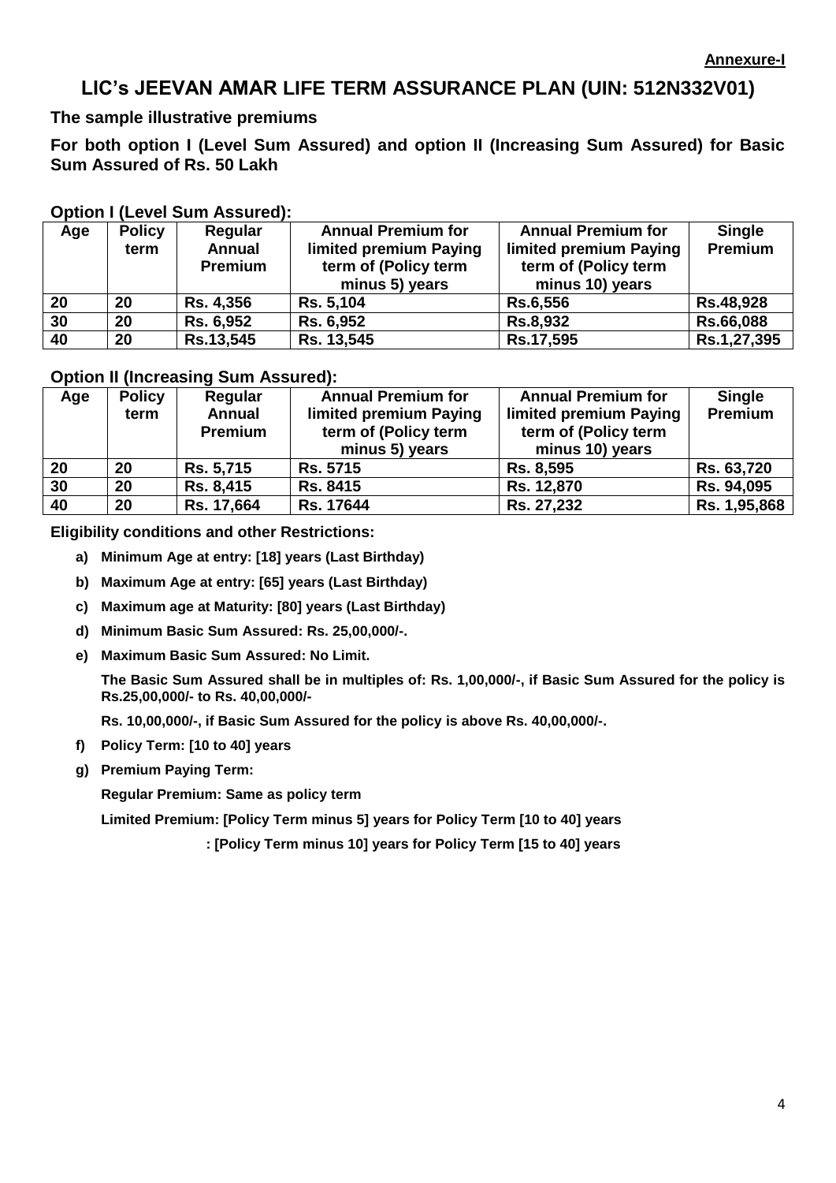**Annexure-I**

# LIC's JEEVAN AMAR LIFE TERM ASSURANCE PLAN (UIN: 512N332V01)

**The sample illustrative premiums**

**For both option I (Level Sum Assured) and option II (Increasing Sum Assured) for Basic Sum Assured of Rs. 50 Lakh**

**Option I (Level Sum Assured):**

| Age | Policy term | Regular Annual Premium | Annual Premium for limited premium Paying term of (Policy term minus 5) years | Annual Premium for limited premium Paying term of (Policy term minus 10) years | Single Premium |
|---|---|---|---|---|---|
| 20 | 20 | Rs. 4,356 | Rs. 5,104 | Rs.6,556 | Rs.48,928 |
| 30 | 20 | Rs. 6,952 | Rs. 6,952 | Rs.8,932 | Rs.66,088 |
| 40 | 20 | Rs.13,545 | Rs. 13,545 | Rs.17,595 | Rs.1,27,395 |

**Option II (Increasing Sum Assured):**

| Age | Policy term | Regular Annual Premium | Annual Premium for limited premium Paying term of (Policy term minus 5) years | Annual Premium for limited premium Paying term of (Policy term minus 10) years | Single Premium |
|---|---|---|---|---|---|
| 20 | 20 | Rs. 5,715 | Rs. 5715 | Rs. 8,595 | Rs. 63,720 |
| 30 | 20 | Rs. 8,415 | Rs. 8415 | Rs. 12,870 | Rs. 94,095 |
| 40 | 20 | Rs. 17,664 | Rs. 17644 | Rs. 27,232 | Rs. 1,95,868 |

**Eligibility conditions and other Restrictions:**

a) **Minimum Age at entry: [18] years (Last Birthday)**

b) **Maximum Age at entry: [65] years (Last Birthday)**

c) **Maximum age at Maturity: [80] years (Last Birthday)**

d) **Minimum Basic Sum Assured: Rs. 25,00,000/-.**

e) **Maximum Basic Sum Assured: No Limit.**

   **The Basic Sum Assured shall be in multiples of: Rs. 1,00,000/-, if Basic Sum Assured for the policy is Rs.25,00,000/- to Rs. 40,00,000/-**

   **Rs. 10,00,000/-, if Basic Sum Assured for the policy is above Rs. 40,00,000/-.**

f) **Policy Term: [10 to 40] years**

g) **Premium Paying Term:**

   **Regular Premium: Same as policy term**

   **Limited Premium: [Policy Term minus 5] years for Policy Term [10 to 40] years**

   **: [Policy Term minus 10] years for Policy Term [15 to 40] years**